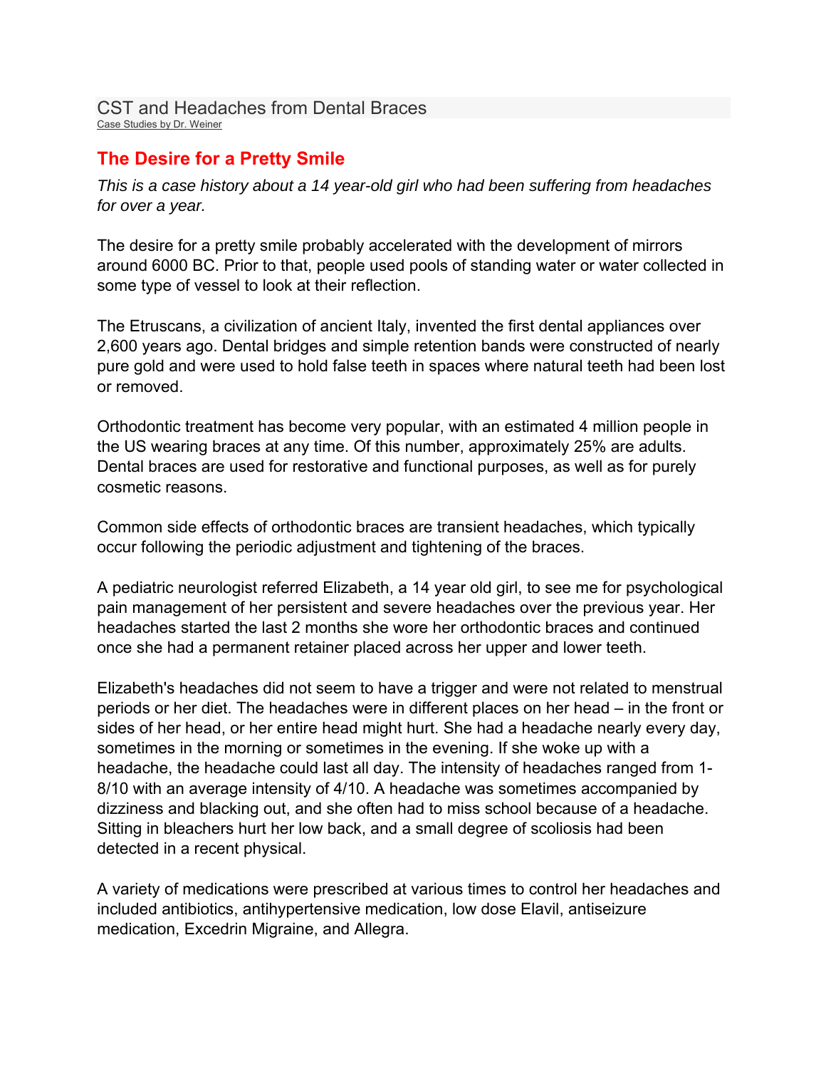# CST and Headaches from Dental Braces

Case Studies by Dr. Weiner

## The Desire for a Pretty Smile

*This is a case history about a 14 year-old girl who had been suffering from headaches for over a year.*

The desire for a pretty smile probably accelerated with the development of mirrors around 6000 BC. Prior to that, people used pools of standing water or water collected in some type of vessel to look at their reflection.

The Etruscans, a civilization of ancient Italy, invented the first dental appliances over 2,600 years ago. Dental bridges and simple retention bands were constructed of nearly pure gold and were used to hold false teeth in spaces where natural teeth had been lost or removed.

Orthodontic treatment has become very popular, with an estimated 4 million people in the US wearing braces at any time. Of this number, approximately 25% are adults. Dental braces are used for restorative and functional purposes, as well as for purely cosmetic reasons.

Common side effects of orthodontic braces are transient headaches, which typically occur following the periodic adjustment and tightening of the braces.

A pediatric neurologist referred Elizabeth, a 14 year old girl, to see me for psychological pain management of her persistent and severe headaches over the previous year. Her headaches started the last 2 months she wore her orthodontic braces and continued once she had a permanent retainer placed across her upper and lower teeth.

Elizabeth's headaches did not seem to have a trigger and were not related to menstrual periods or her diet. The headaches were in different places on her head – in the front or sides of her head, or her entire head might hurt. She had a headache nearly every day, sometimes in the morning or sometimes in the evening. If she woke up with a headache, the headache could last all day. The intensity of headaches ranged from 1-8/10 with an average intensity of 4/10. A headache was sometimes accompanied by dizziness and blacking out, and she often had to miss school because of a headache. Sitting in bleachers hurt her low back, and a small degree of scoliosis had been detected in a recent physical.

A variety of medications were prescribed at various times to control her headaches and included antibiotics, antihypertensive medication, low dose Elavil, antiseizure medication, Excedrin Migraine, and Allegra.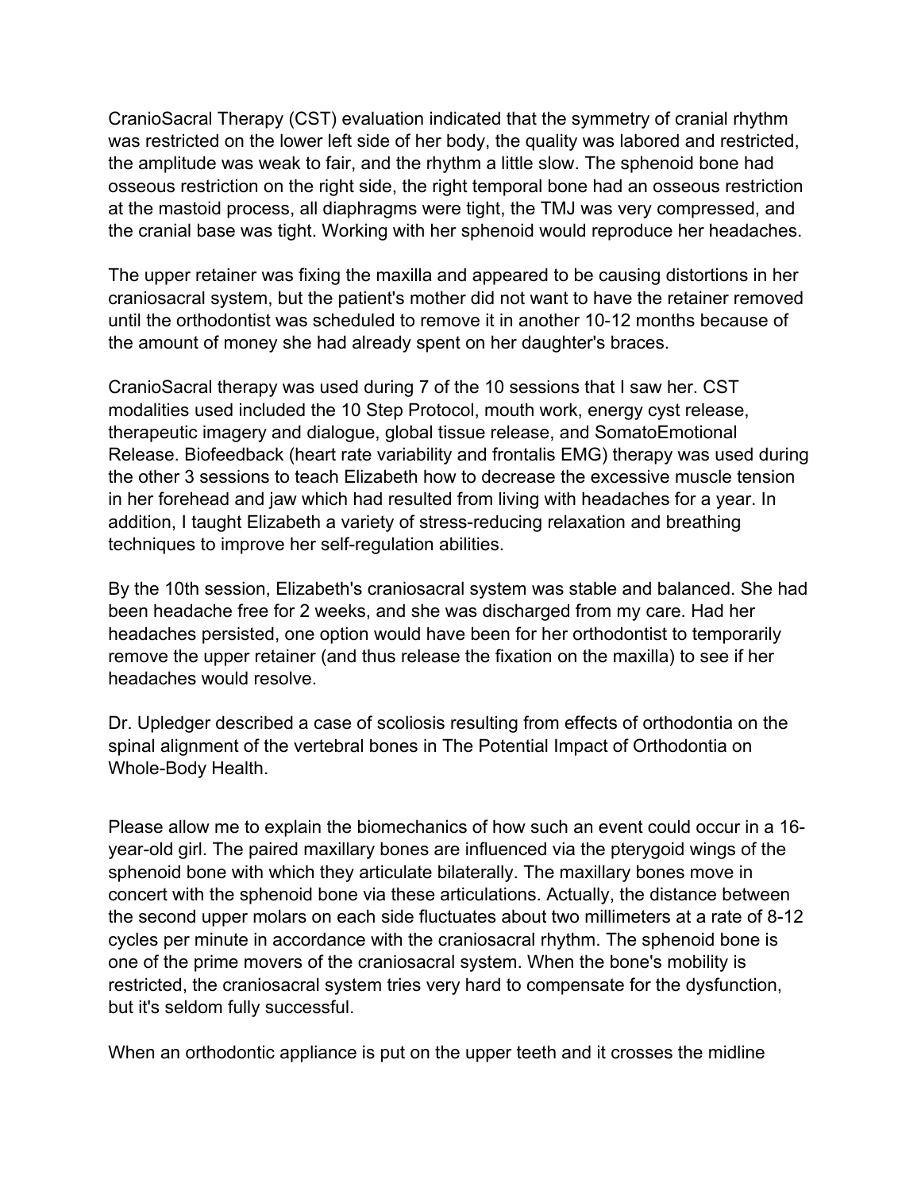CranioSacral Therapy (CST) evaluation indicated that the symmetry of cranial rhythm was restricted on the lower left side of her body, the quality was labored and restricted, the amplitude was weak to fair, and the rhythm a little slow. The sphenoid bone had osseous restriction on the right side, the right temporal bone had an osseous restriction at the mastoid process, all diaphragms were tight, the TMJ was very compressed, and the cranial base was tight. Working with her sphenoid would reproduce her headaches.

The upper retainer was fixing the maxilla and appeared to be causing distortions in her craniosacral system, but the patient's mother did not want to have the retainer removed until the orthodontist was scheduled to remove it in another 10-12 months because of the amount of money she had already spent on her daughter's braces.

CranioSacral therapy was used during 7 of the 10 sessions that I saw her. CST modalities used included the 10 Step Protocol, mouth work, energy cyst release, therapeutic imagery and dialogue, global tissue release, and SomatoEmotional Release. Biofeedback (heart rate variability and frontalis EMG) therapy was used during the other 3 sessions to teach Elizabeth how to decrease the excessive muscle tension in her forehead and jaw which had resulted from living with headaches for a year. In addition, I taught Elizabeth a variety of stress-reducing relaxation and breathing techniques to improve her self-regulation abilities.

By the 10th session, Elizabeth's craniosacral system was stable and balanced. She had been headache free for 2 weeks, and she was discharged from my care. Had her headaches persisted, one option would have been for her orthodontist to temporarily remove the upper retainer (and thus release the fixation on the maxilla) to see if her headaches would resolve.

Dr. Upledger described a case of scoliosis resulting from effects of orthodontia on the spinal alignment of the vertebral bones in The Potential Impact of Orthodontia on Whole-Body Health.

Please allow me to explain the biomechanics of how such an event could occur in a 16-year-old girl. The paired maxillary bones are influenced via the pterygoid wings of the sphenoid bone with which they articulate bilaterally. The maxillary bones move in concert with the sphenoid bone via these articulations. Actually, the distance between the second upper molars on each side fluctuates about two millimeters at a rate of 8-12 cycles per minute in accordance with the craniosacral rhythm. The sphenoid bone is one of the prime movers of the craniosacral system. When the bone's mobility is restricted, the craniosacral system tries very hard to compensate for the dysfunction, but it's seldom fully successful.

When an orthodontic appliance is put on the upper teeth and it crosses the midline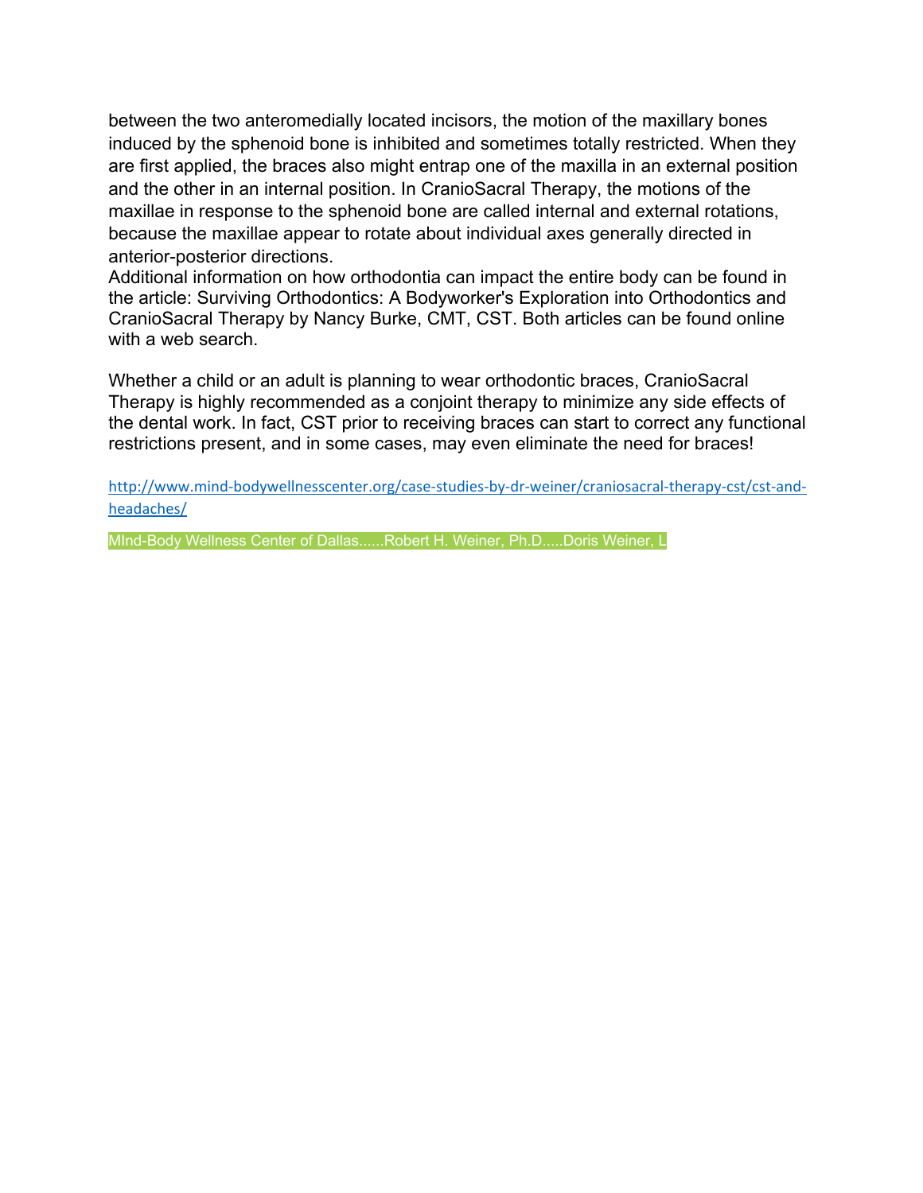between the two anteromedially located incisors, the motion of the maxillary bones induced by the sphenoid bone is inhibited and sometimes totally restricted. When they are first applied, the braces also might entrap one of the maxilla in an external position and the other in an internal position. In CranioSacral Therapy, the motions of the maxillae in response to the sphenoid bone are called internal and external rotations, because the maxillae appear to rotate about individual axes generally directed in anterior-posterior directions.

Additional information on how orthodontia can impact the entire body can be found in the article: Surviving Orthodontics: A Bodyworker's Exploration into Orthodontics and CranioSacral Therapy by Nancy Burke, CMT, CST. Both articles can be found online with a web search.

Whether a child or an adult is planning to wear orthodontic braces, CranioSacral Therapy is highly recommended as a conjoint therapy to minimize any side effects of the dental work. In fact, CST prior to receiving braces can start to correct any functional restrictions present, and in some cases, may even eliminate the need for braces!

http://www.mind-bodywellnesscenter.org/case-studies-by-dr-weiner/craniosacral-therapy-cst/cst-and-headaches/

MInd-Body Wellness Center of Dallas......Robert H. Weiner, Ph.D.....Doris Weiner, L